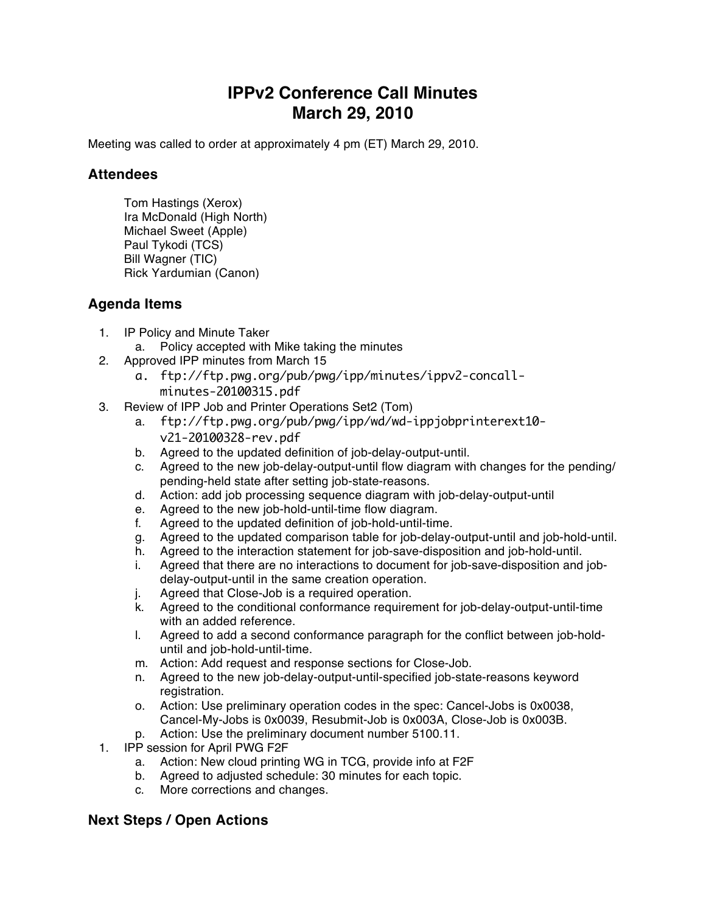# IPPv2 Conference Call Minutes
# March 29, 2010

Meeting was called to order at approximately 4 pm (ET) March 29, 2010.

## Attendees

Tom Hastings (Xerox)
Ira McDonald (High North)
Michael Sweet (Apple)
Paul Tykodi (TCS)
Bill Wagner (TIC)
Rick Yardumian (Canon)

## Agenda Items

1. IP Policy and Minute Taker
   a. Policy accepted with Mike taking the minutes
2. Approved IPP minutes from March 15
   a. ftp://ftp.pwg.org/pub/pwg/ipp/minutes/ippv2-concall-minutes-20100315.pdf
3. Review of IPP Job and Printer Operations Set2 (Tom)
   a. ftp://ftp.pwg.org/pub/pwg/ipp/wd/wd-ippjobprinterext10-v21-20100328-rev.pdf
   b. Agreed to the updated definition of job-delay-output-until.
   c. Agreed to the new job-delay-output-until flow diagram with changes for the pending/pending-held state after setting job-state-reasons.
   d. Action: add job processing sequence diagram with job-delay-output-until
   e. Agreed to the new job-hold-until-time flow diagram.
   f. Agreed to the updated definition of job-hold-until-time.
   g. Agreed to the updated comparison table for job-delay-output-until and job-hold-until.
   h. Agreed to the interaction statement for job-save-disposition and job-hold-until.
   i. Agreed that there are no interactions to document for job-save-disposition and job-delay-output-until in the same creation operation.
   j. Agreed that Close-Job is a required operation.
   k. Agreed to the conditional conformance requirement for job-delay-output-until-time with an added reference.
   l. Agreed to add a second conformance paragraph for the conflict between job-hold-until and job-hold-until-time.
   m. Action: Add request and response sections for Close-Job.
   n. Agreed to the new job-delay-output-until-specified job-state-reasons keyword registration.
   o. Action: Use preliminary operation codes in the spec: Cancel-Jobs is 0x0038, Cancel-My-Jobs is 0x0039, Resubmit-Job is 0x003A, Close-Job is 0x003B.
   p. Action: Use the preliminary document number 5100.11.
1. IPP session for April PWG F2F
   a. Action: New cloud printing WG in TCG, provide info at F2F
   b. Agreed to adjusted schedule: 30 minutes for each topic.
   c. More corrections and changes.

## Next Steps / Open Actions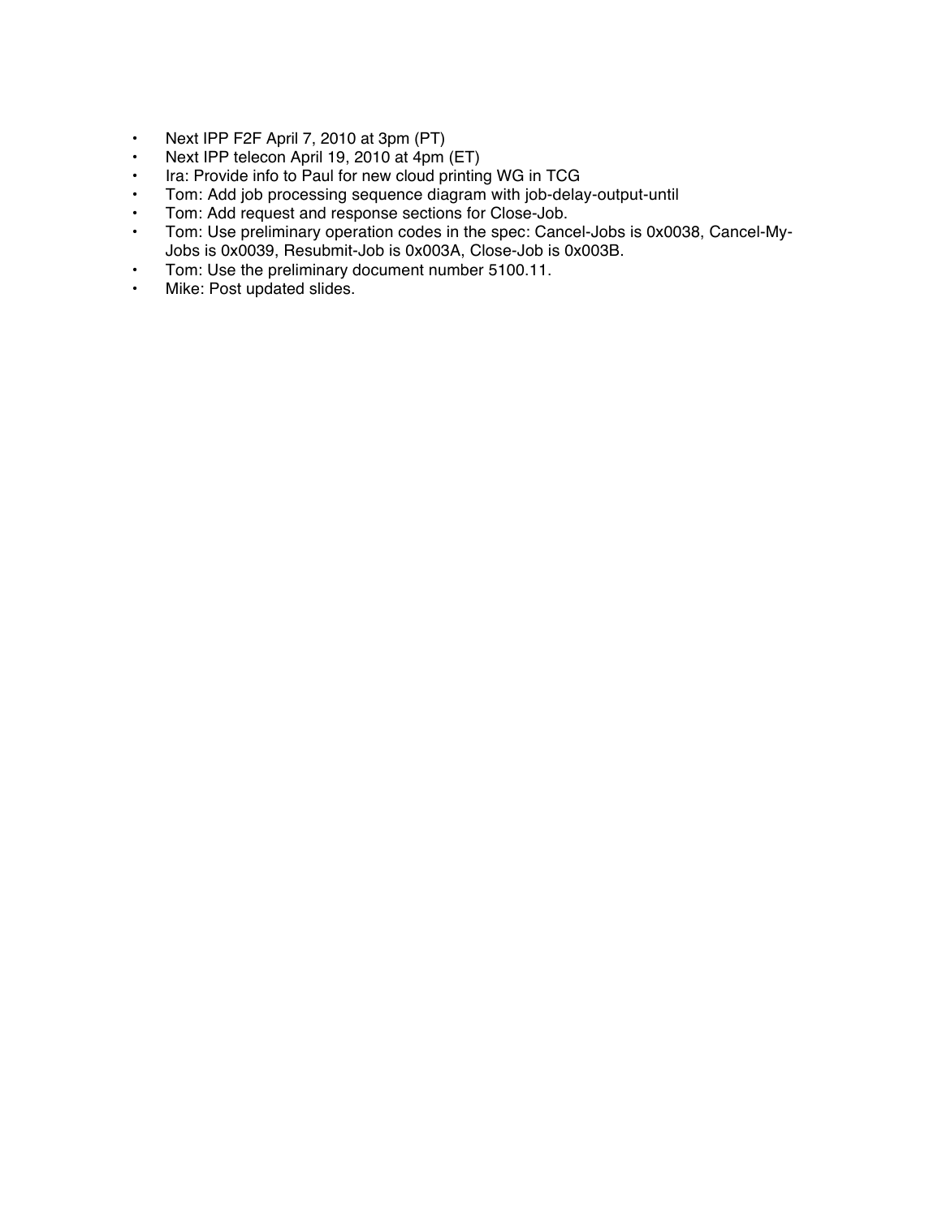- Next IPP F2F April 7, 2010 at 3pm (PT)
- Next IPP telecon April 19, 2010 at 4pm (ET)
- Ira: Provide info to Paul for new cloud printing WG in TCG
- Tom: Add job processing sequence diagram with job-delay-output-until
- Tom: Add request and response sections for Close-Job.
- Tom: Use preliminary operation codes in the spec: Cancel-Jobs is 0x0038, Cancel-My-Jobs is 0x0039, Resubmit-Job is 0x003A, Close-Job is 0x003B.
- Tom: Use the preliminary document number 5100.11.
- Mike: Post updated slides.